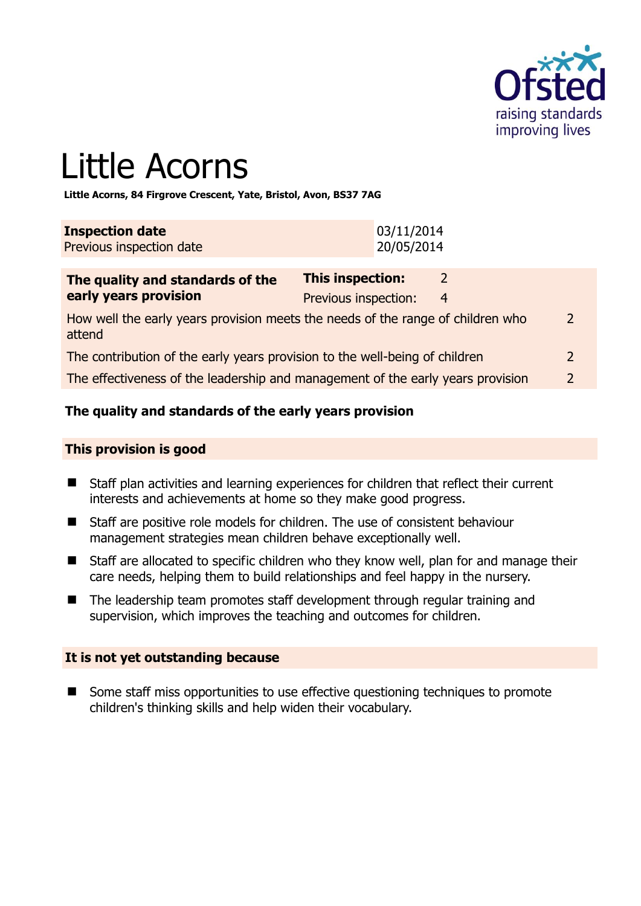# Little Acorns

**Little Acorns, 84 Firgrove Crescent, Yate, Bristol, Avon, BS37 7AG**

| **Inspection date** | 03/11/2014 |
|---|---|
| Previous inspection date | 20/05/2014 |

| **The quality and standards of the early years provision** | **This inspection:** 2 | |
|---|---|---|
| | Previous inspection: 4 | |
| How well the early years provision meets the needs of the range of children who attend | | 2 |
| The contribution of the early years provision to the well-being of children | | 2 |
| The effectiveness of the leadership and management of the early years provision | | 2 |

## The quality and standards of the early years provision

### This provision is good

- Staff plan activities and learning experiences for children that reflect their current interests and achievements at home so they make good progress.
- Staff are positive role models for children. The use of consistent behaviour management strategies mean children behave exceptionally well.
- Staff are allocated to specific children who they know well, plan for and manage their care needs, helping them to build relationships and feel happy in the nursery.
- The leadership team promotes staff development through regular training and supervision, which improves the teaching and outcomes for children.

### It is not yet outstanding because

- Some staff miss opportunities to use effective questioning techniques to promote children's thinking skills and help widen their vocabulary.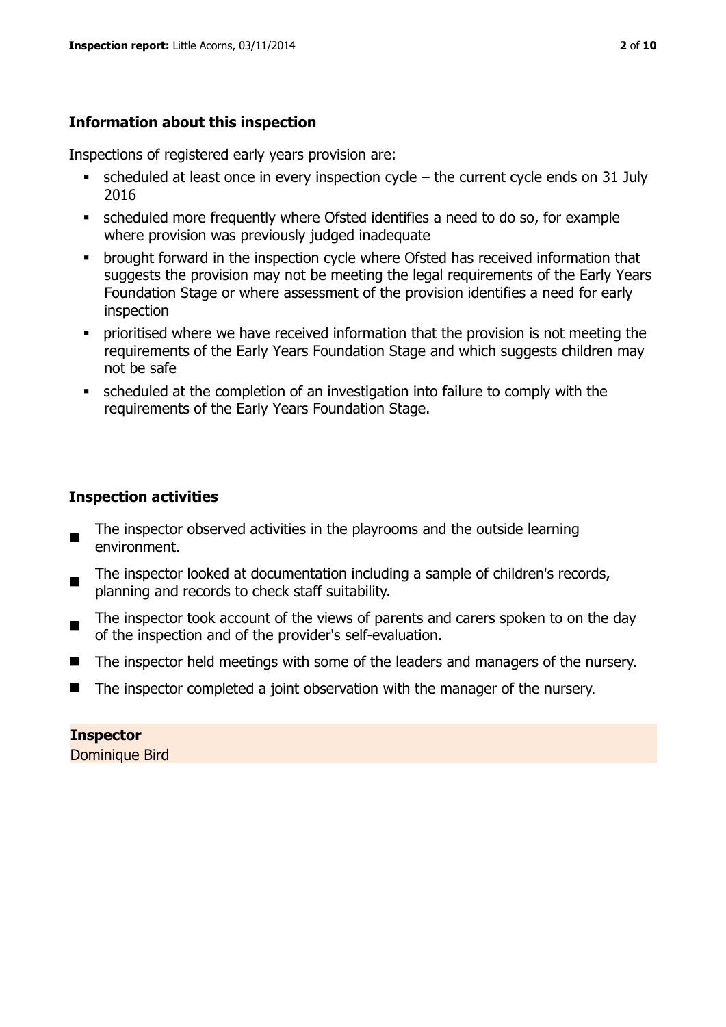### Information about this inspection

Inspections of registered early years provision are:

- scheduled at least once in every inspection cycle – the current cycle ends on 31 July 2016
- scheduled more frequently where Ofsted identifies a need to do so, for example where provision was previously judged inadequate
- brought forward in the inspection cycle where Ofsted has received information that suggests the provision may not be meeting the legal requirements of the Early Years Foundation Stage or where assessment of the provision identifies a need for early inspection
- prioritised where we have received information that the provision is not meeting the requirements of the Early Years Foundation Stage and which suggests children may not be safe
- scheduled at the completion of an investigation into failure to comply with the requirements of the Early Years Foundation Stage.

### Inspection activities

- The inspector observed activities in the playrooms and the outside learning environment.
- The inspector looked at documentation including a sample of children's records, planning and records to check staff suitability.
- The inspector took account of the views of parents and carers spoken to on the day of the inspection and of the provider's self-evaluation.
- The inspector held meetings with some of the leaders and managers of the nursery.
- The inspector completed a joint observation with the manager of the nursery.

**Inspector**

Dominique Bird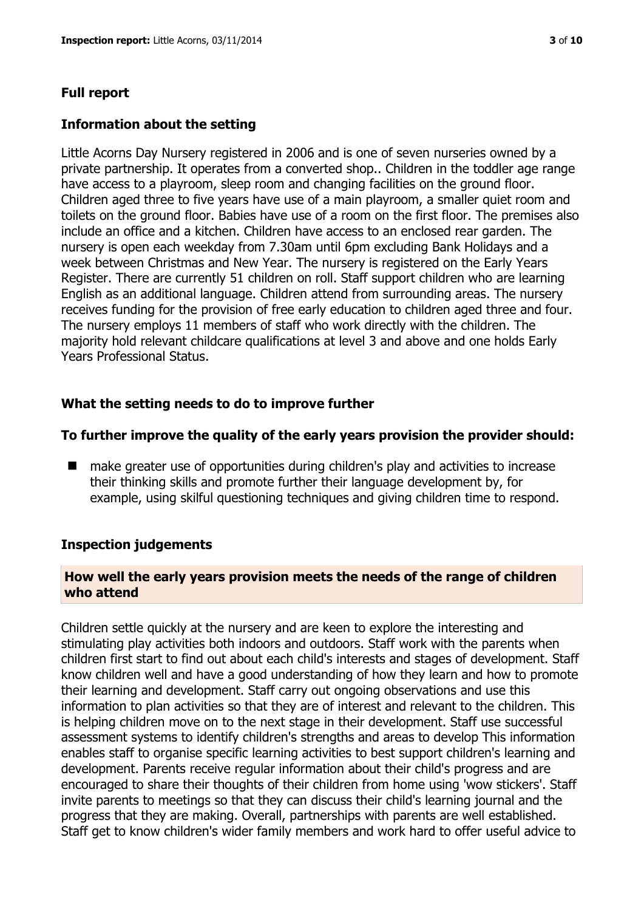## Full report

### Information about the setting

Little Acorns Day Nursery registered in 2006 and is one of seven nurseries owned by a private partnership. It operates from a converted shop.. Children in the toddler age range have access to a playroom, sleep room and changing facilities on the ground floor. Children aged three to five years have use of a main playroom, a smaller quiet room and toilets on the ground floor. Babies have use of a room on the first floor. The premises also include an office and a kitchen. Children have access to an enclosed rear garden. The nursery is open each weekday from 7.30am until 6pm excluding Bank Holidays and a week between Christmas and New Year. The nursery is registered on the Early Years Register. There are currently 51 children on roll. Staff support children who are learning English as an additional language. Children attend from surrounding areas. The nursery receives funding for the provision of free early education to children aged three and four. The nursery employs 11 members of staff who work directly with the children. The majority hold relevant childcare qualifications at level 3 and above and one holds Early Years Professional Status.

### What the setting needs to do to improve further

#### To further improve the quality of the early years provision the provider should:

- make greater use of opportunities during children's play and activities to increase their thinking skills and promote further their language development by, for example, using skilful questioning techniques and giving children time to respond.

### Inspection judgements

#### How well the early years provision meets the needs of the range of children who attend

Children settle quickly at the nursery and are keen to explore the interesting and stimulating play activities both indoors and outdoors. Staff work with the parents when children first start to find out about each child's interests and stages of development. Staff know children well and have a good understanding of how they learn and how to promote their learning and development. Staff carry out ongoing observations and use this information to plan activities so that they are of interest and relevant to the children. This is helping children move on to the next stage in their development. Staff use successful assessment systems to identify children's strengths and areas to develop This information enables staff to organise specific learning activities to best support children's learning and development. Parents receive regular information about their child's progress and are encouraged to share their thoughts of their children from home using 'wow stickers'. Staff invite parents to meetings so that they can discuss their child's learning journal and the progress that they are making. Overall, partnerships with parents are well established. Staff get to know children's wider family members and work hard to offer useful advice to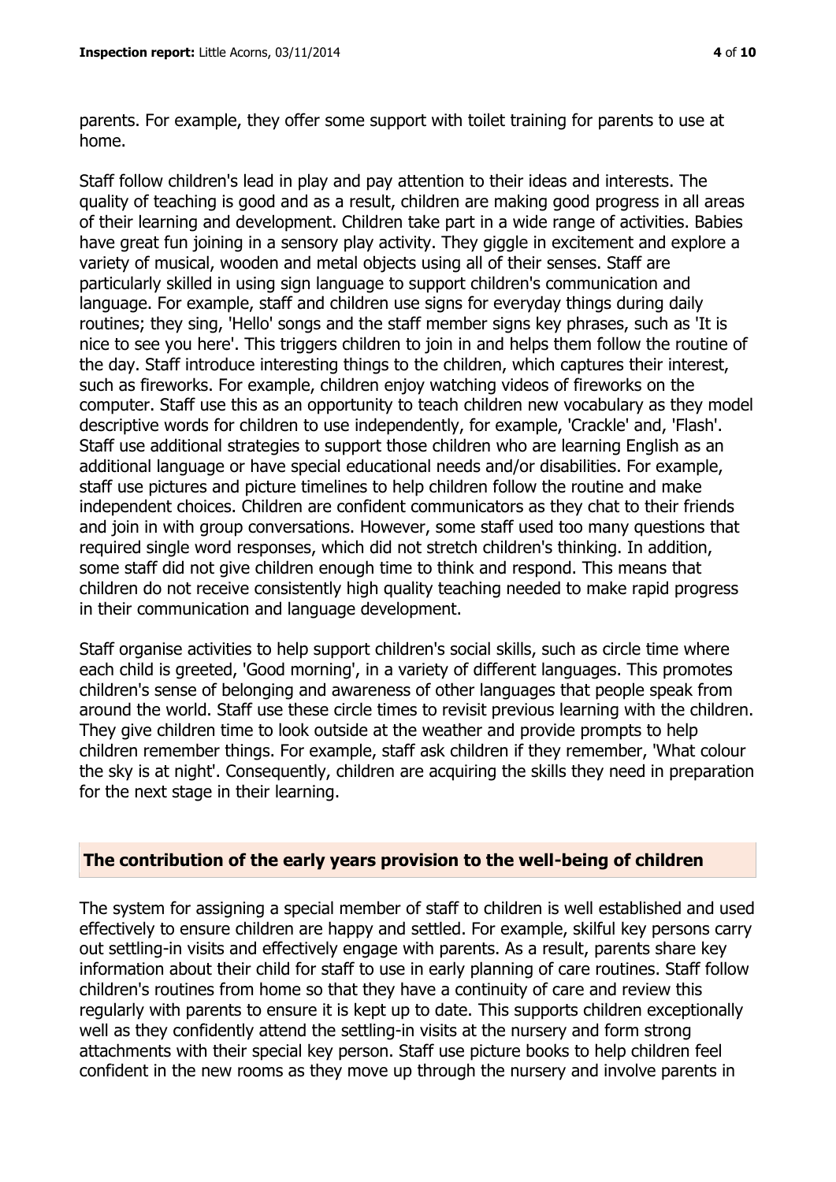parents. For example, they offer some support with toilet training for parents to use at home.

Staff follow children's lead in play and pay attention to their ideas and interests. The quality of teaching is good and as a result, children are making good progress in all areas of their learning and development. Children take part in a wide range of activities. Babies have great fun joining in a sensory play activity. They giggle in excitement and explore a variety of musical, wooden and metal objects using all of their senses. Staff are particularly skilled in using sign language to support children's communication and language. For example, staff and children use signs for everyday things during daily routines; they sing, 'Hello' songs and the staff member signs key phrases, such as 'It is nice to see you here'. This triggers children to join in and helps them follow the routine of the day. Staff introduce interesting things to the children, which captures their interest, such as fireworks. For example, children enjoy watching videos of fireworks on the computer. Staff use this as an opportunity to teach children new vocabulary as they model descriptive words for children to use independently, for example, 'Crackle' and, 'Flash'. Staff use additional strategies to support those children who are learning English as an additional language or have special educational needs and/or disabilities. For example, staff use pictures and picture timelines to help children follow the routine and make independent choices. Children are confident communicators as they chat to their friends and join in with group conversations. However, some staff used too many questions that required single word responses, which did not stretch children's thinking. In addition, some staff did not give children enough time to think and respond. This means that children do not receive consistently high quality teaching needed to make rapid progress in their communication and language development.

Staff organise activities to help support children's social skills, such as circle time where each child is greeted, 'Good morning', in a variety of different languages. This promotes children's sense of belonging and awareness of other languages that people speak from around the world. Staff use these circle times to revisit previous learning with the children. They give children time to look outside at the weather and provide prompts to help children remember things. For example, staff ask children if they remember, 'What colour the sky is at night'. Consequently, children are acquiring the skills they need in preparation for the next stage in their learning.

## The contribution of the early years provision to the well-being of children

The system for assigning a special member of staff to children is well established and used effectively to ensure children are happy and settled. For example, skilful key persons carry out settling-in visits and effectively engage with parents. As a result, parents share key information about their child for staff to use in early planning of care routines. Staff follow children's routines from home so that they have a continuity of care and review this regularly with parents to ensure it is kept up to date. This supports children exceptionally well as they confidently attend the settling-in visits at the nursery and form strong attachments with their special key person. Staff use picture books to help children feel confident in the new rooms as they move up through the nursery and involve parents in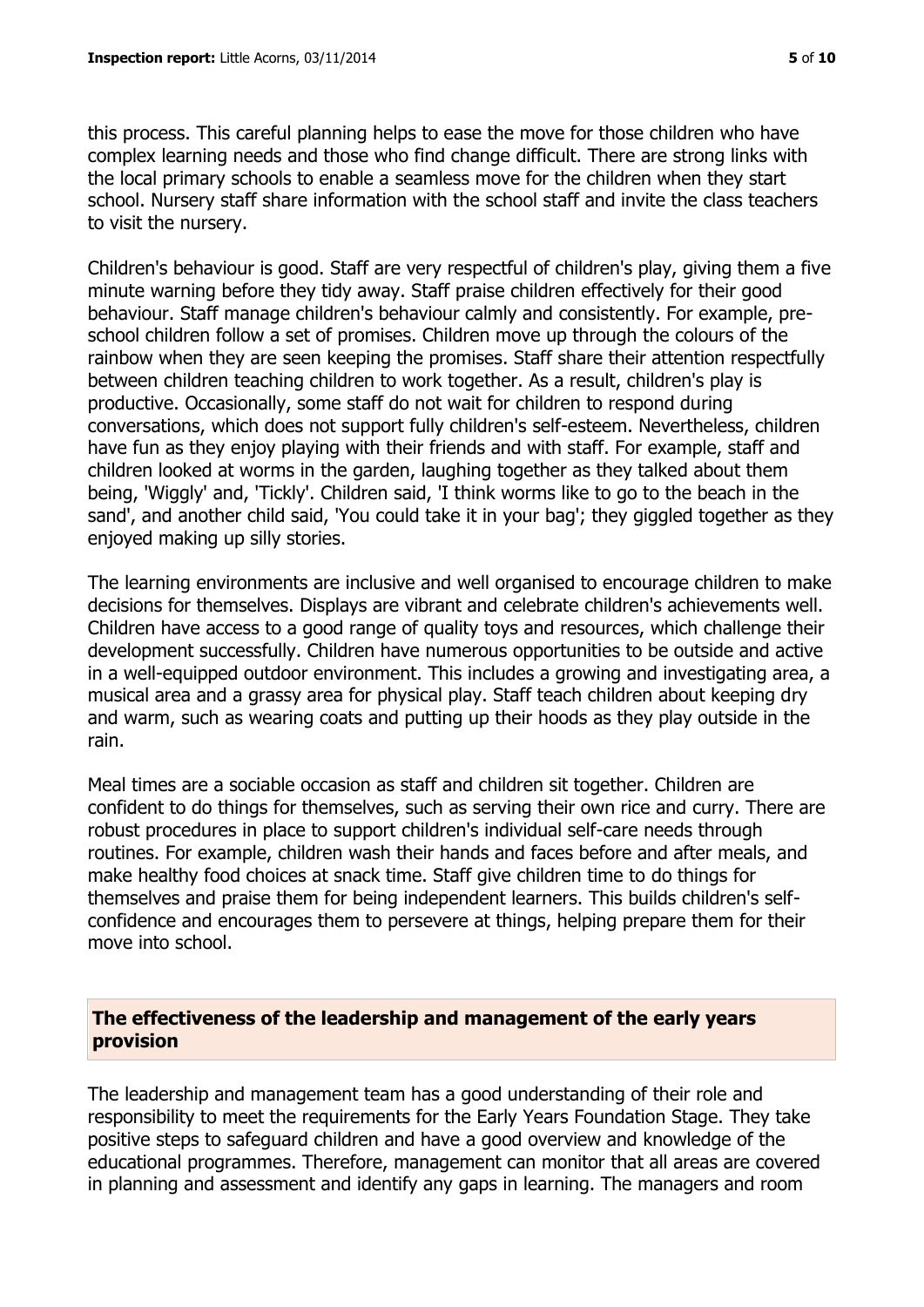this process. This careful planning helps to ease the move for those children who have complex learning needs and those who find change difficult. There are strong links with the local primary schools to enable a seamless move for the children when they start school. Nursery staff share information with the school staff and invite the class teachers to visit the nursery.

Children's behaviour is good. Staff are very respectful of children's play, giving them a five minute warning before they tidy away. Staff praise children effectively for their good behaviour. Staff manage children's behaviour calmly and consistently. For example, pre-school children follow a set of promises. Children move up through the colours of the rainbow when they are seen keeping the promises. Staff share their attention respectfully between children teaching children to work together. As a result, children's play is productive. Occasionally, some staff do not wait for children to respond during conversations, which does not support fully children's self-esteem. Nevertheless, children have fun as they enjoy playing with their friends and with staff. For example, staff and children looked at worms in the garden, laughing together as they talked about them being, 'Wiggly' and, 'Tickly'. Children said, 'I think worms like to go to the beach in the sand', and another child said, 'You could take it in your bag'; they giggled together as they enjoyed making up silly stories.

The learning environments are inclusive and well organised to encourage children to make decisions for themselves. Displays are vibrant and celebrate children's achievements well. Children have access to a good range of quality toys and resources, which challenge their development successfully. Children have numerous opportunities to be outside and active in a well-equipped outdoor environment. This includes a growing and investigating area, a musical area and a grassy area for physical play. Staff teach children about keeping dry and warm, such as wearing coats and putting up their hoods as they play outside in the rain.

Meal times are a sociable occasion as staff and children sit together. Children are confident to do things for themselves, such as serving their own rice and curry. There are robust procedures in place to support children's individual self-care needs through routines. For example, children wash their hands and faces before and after meals, and make healthy food choices at snack time. Staff give children time to do things for themselves and praise them for being independent learners. This builds children's self-confidence and encourages them to persevere at things, helping prepare them for their move into school.

## The effectiveness of the leadership and management of the early years provision

The leadership and management team has a good understanding of their role and responsibility to meet the requirements for the Early Years Foundation Stage. They take positive steps to safeguard children and have a good overview and knowledge of the educational programmes. Therefore, management can monitor that all areas are covered in planning and assessment and identify any gaps in learning. The managers and room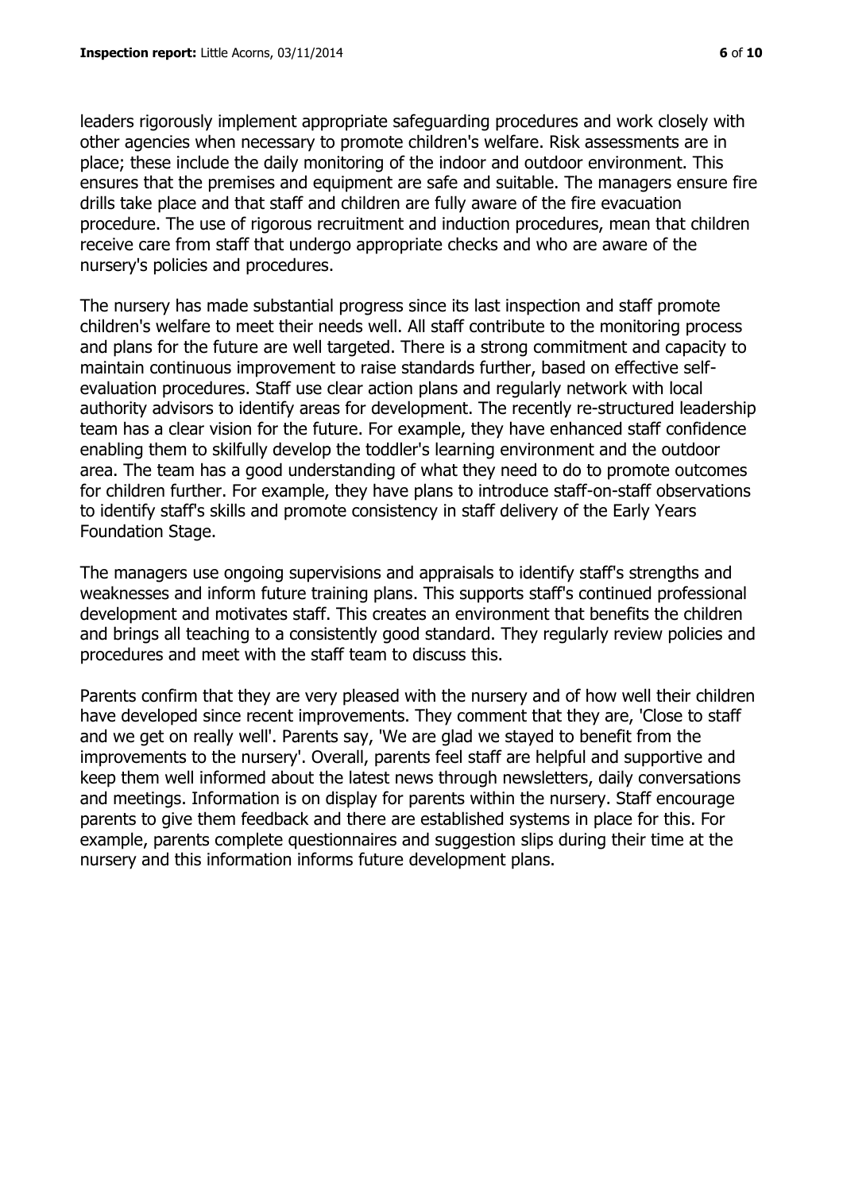leaders rigorously implement appropriate safeguarding procedures and work closely with other agencies when necessary to promote children's welfare. Risk assessments are in place; these include the daily monitoring of the indoor and outdoor environment. This ensures that the premises and equipment are safe and suitable. The managers ensure fire drills take place and that staff and children are fully aware of the fire evacuation procedure. The use of rigorous recruitment and induction procedures, mean that children receive care from staff that undergo appropriate checks and who are aware of the nursery's policies and procedures.

The nursery has made substantial progress since its last inspection and staff promote children's welfare to meet their needs well. All staff contribute to the monitoring process and plans for the future are well targeted. There is a strong commitment and capacity to maintain continuous improvement to raise standards further, based on effective self-evaluation procedures. Staff use clear action plans and regularly network with local authority advisors to identify areas for development. The recently re-structured leadership team has a clear vision for the future. For example, they have enhanced staff confidence enabling them to skilfully develop the toddler's learning environment and the outdoor area. The team has a good understanding of what they need to do to promote outcomes for children further. For example, they have plans to introduce staff-on-staff observations to identify staff's skills and promote consistency in staff delivery of the Early Years Foundation Stage.

The managers use ongoing supervisions and appraisals to identify staff's strengths and weaknesses and inform future training plans. This supports staff's continued professional development and motivates staff. This creates an environment that benefits the children and brings all teaching to a consistently good standard. They regularly review policies and procedures and meet with the staff team to discuss this.

Parents confirm that they are very pleased with the nursery and of how well their children have developed since recent improvements. They comment that they are, 'Close to staff and we get on really well'. Parents say, 'We are glad we stayed to benefit from the improvements to the nursery'. Overall, parents feel staff are helpful and supportive and keep them well informed about the latest news through newsletters, daily conversations and meetings. Information is on display for parents within the nursery. Staff encourage parents to give them feedback and there are established systems in place for this. For example, parents complete questionnaires and suggestion slips during their time at the nursery and this information informs future development plans.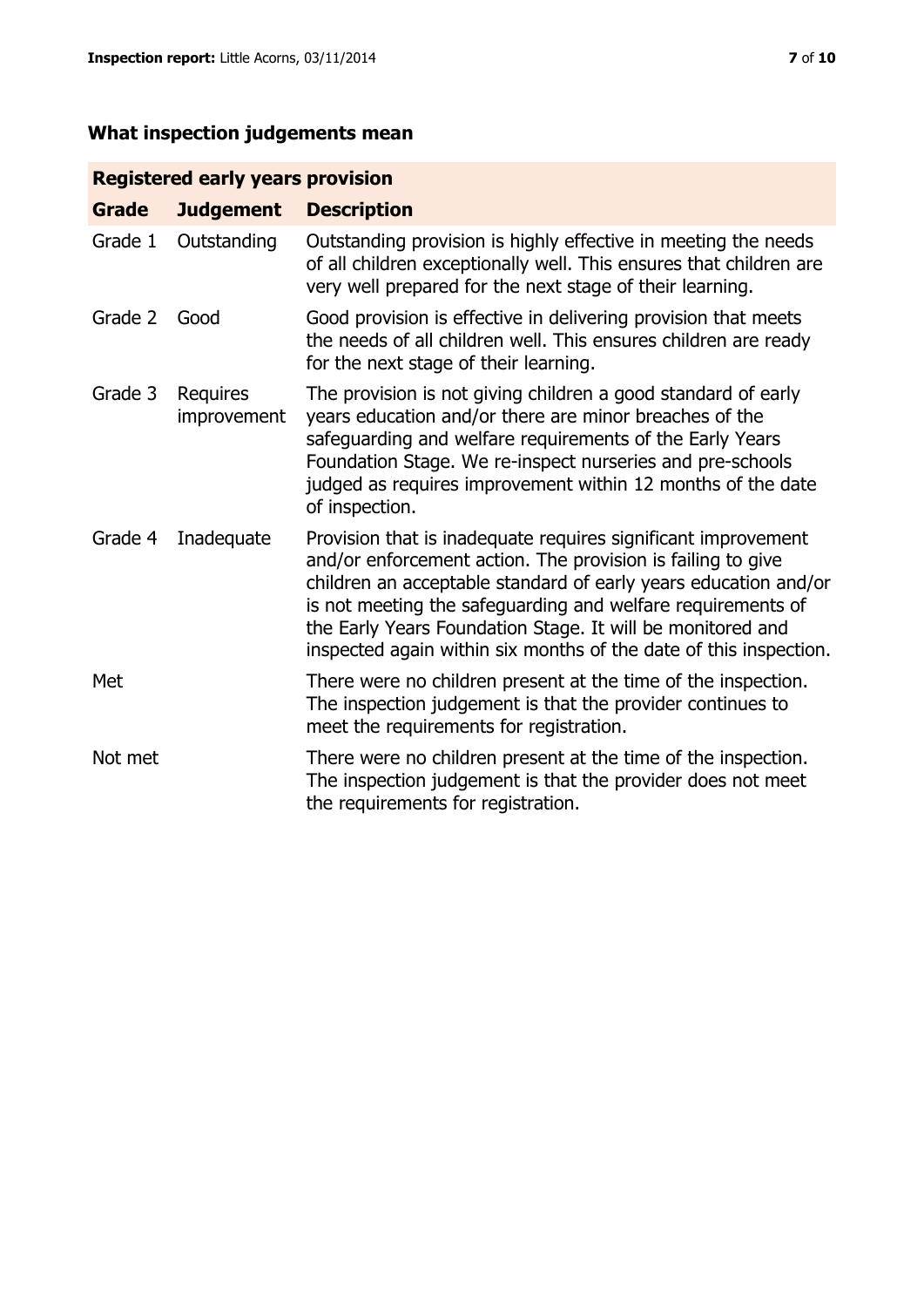## What inspection judgements mean

| Registered early years provision | | |
|---|---|---|
| **Grade** | **Judgement** | **Description** |
| Grade 1 | Outstanding | Outstanding provision is highly effective in meeting the needs of all children exceptionally well. This ensures that children are very well prepared for the next stage of their learning. |
| Grade 2 | Good | Good provision is effective in delivering provision that meets the needs of all children well. This ensures children are ready for the next stage of their learning. |
| Grade 3 | Requires improvement | The provision is not giving children a good standard of early years education and/or there are minor breaches of the safeguarding and welfare requirements of the Early Years Foundation Stage. We re-inspect nurseries and pre-schools judged as requires improvement within 12 months of the date of inspection. |
| Grade 4 | Inadequate | Provision that is inadequate requires significant improvement and/or enforcement action. The provision is failing to give children an acceptable standard of early years education and/or is not meeting the safeguarding and welfare requirements of the Early Years Foundation Stage. It will be monitored and inspected again within six months of the date of this inspection. |
| Met | | There were no children present at the time of the inspection. The inspection judgement is that the provider continues to meet the requirements for registration. |
| Not met | | There were no children present at the time of the inspection. The inspection judgement is that the provider does not meet the requirements for registration. |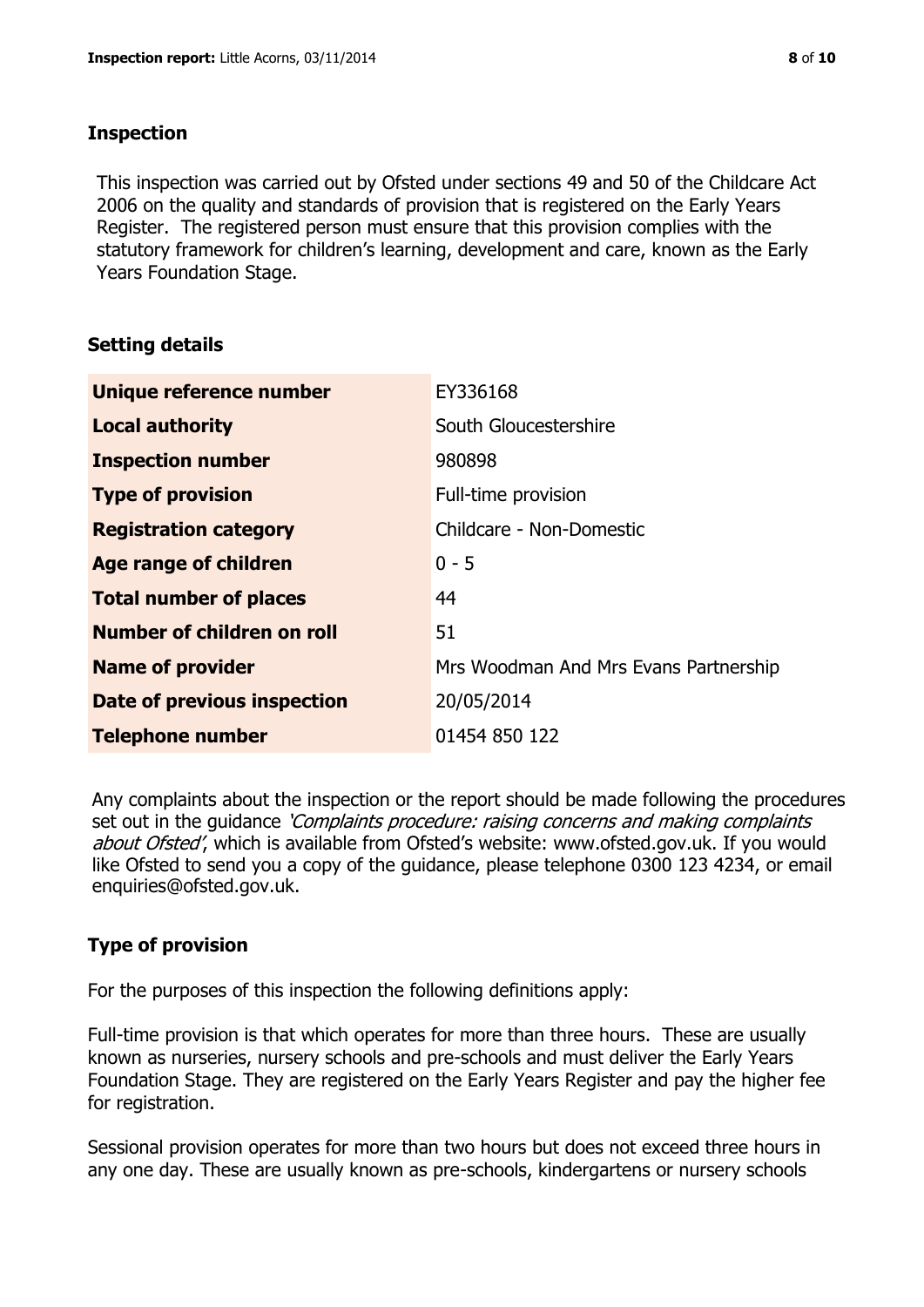## Inspection

This inspection was carried out by Ofsted under sections 49 and 50 of the Childcare Act 2006 on the quality and standards of provision that is registered on the Early Years Register. The registered person must ensure that this provision complies with the statutory framework for children's learning, development and care, known as the Early Years Foundation Stage.

## Setting details

| | |
|---|---|
| **Unique reference number** | EY336168 |
| **Local authority** | South Gloucestershire |
| **Inspection number** | 980898 |
| **Type of provision** | Full-time provision |
| **Registration category** | Childcare - Non-Domestic |
| **Age range of children** | 0 - 5 |
| **Total number of places** | 44 |
| **Number of children on roll** | 51 |
| **Name of provider** | Mrs Woodman And Mrs Evans Partnership |
| **Date of previous inspection** | 20/05/2014 |
| **Telephone number** | 01454 850 122 |

Any complaints about the inspection or the report should be made following the procedures set out in the guidance *'Complaints procedure: raising concerns and making complaints about Ofsted'*, which is available from Ofsted's website: www.ofsted.gov.uk. If you would like Ofsted to send you a copy of the guidance, please telephone 0300 123 4234, or email enquiries@ofsted.gov.uk.

## Type of provision

For the purposes of this inspection the following definitions apply:

Full-time provision is that which operates for more than three hours. These are usually known as nurseries, nursery schools and pre-schools and must deliver the Early Years Foundation Stage. They are registered on the Early Years Register and pay the higher fee for registration.

Sessional provision operates for more than two hours but does not exceed three hours in any one day. These are usually known as pre-schools, kindergartens or nursery schools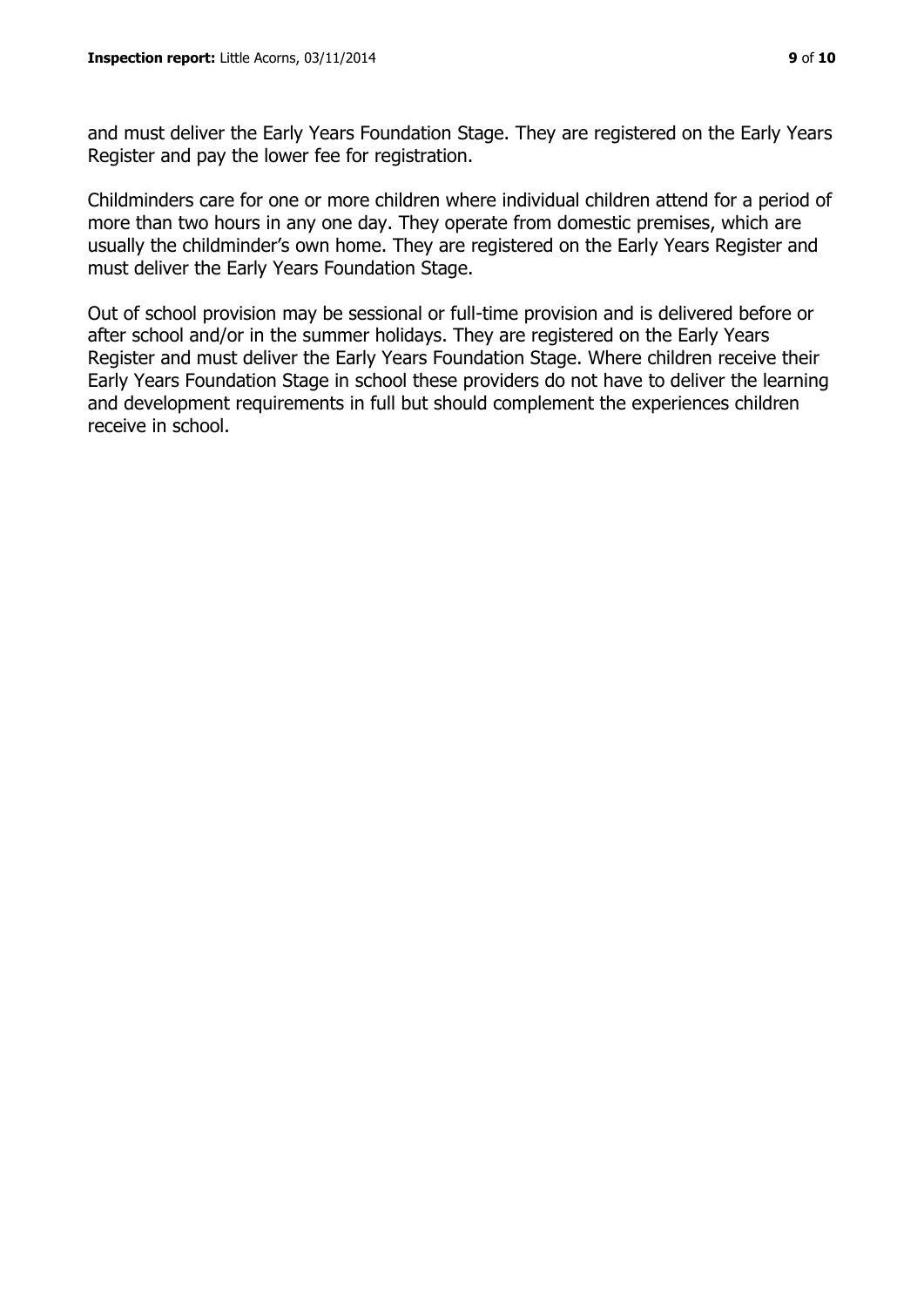and must deliver the Early Years Foundation Stage. They are registered on the Early Years Register and pay the lower fee for registration.

Childminders care for one or more children where individual children attend for a period of more than two hours in any one day. They operate from domestic premises, which are usually the childminder's own home. They are registered on the Early Years Register and must deliver the Early Years Foundation Stage.

Out of school provision may be sessional or full-time provision and is delivered before or after school and/or in the summer holidays. They are registered on the Early Years Register and must deliver the Early Years Foundation Stage. Where children receive their Early Years Foundation Stage in school these providers do not have to deliver the learning and development requirements in full but should complement the experiences children receive in school.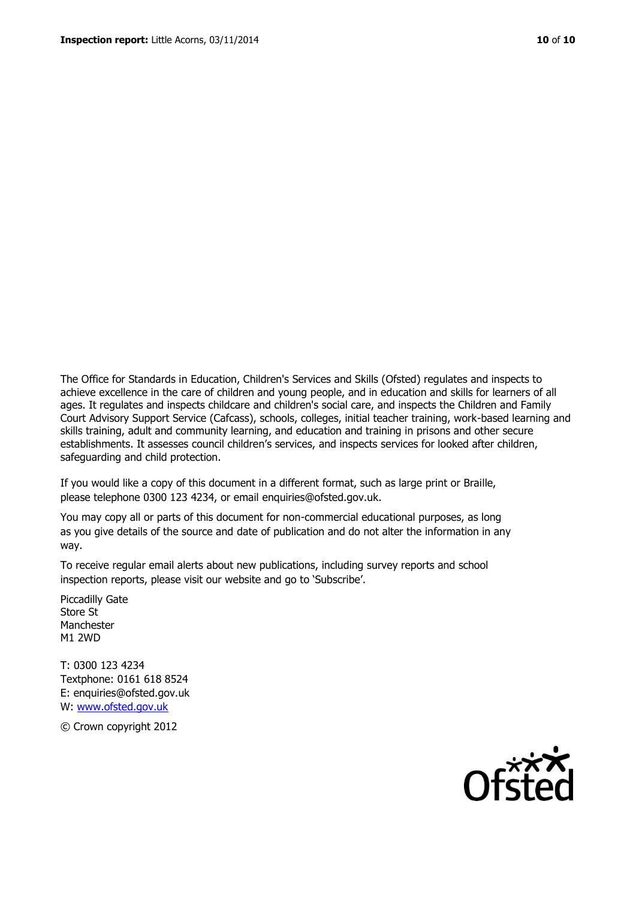The Office for Standards in Education, Children's Services and Skills (Ofsted) regulates and inspects to achieve excellence in the care of children and young people, and in education and skills for learners of all ages. It regulates and inspects childcare and children's social care, and inspects the Children and Family Court Advisory Support Service (Cafcass), schools, colleges, initial teacher training, work-based learning and skills training, adult and community learning, and education and training in prisons and other secure establishments. It assesses council children's services, and inspects services for looked after children, safeguarding and child protection.

If you would like a copy of this document in a different format, such as large print or Braille, please telephone 0300 123 4234, or email enquiries@ofsted.gov.uk.

You may copy all or parts of this document for non-commercial educational purposes, as long as you give details of the source and date of publication and do not alter the information in any way.

To receive regular email alerts about new publications, including survey reports and school inspection reports, please visit our website and go to 'Subscribe'.

Piccadilly Gate
Store St
Manchester
M1 2WD

T: 0300 123 4234
Textphone: 0161 618 8524
E: enquiries@ofsted.gov.uk
W: www.ofsted.gov.uk

© Crown copyright 2012

Ofsted